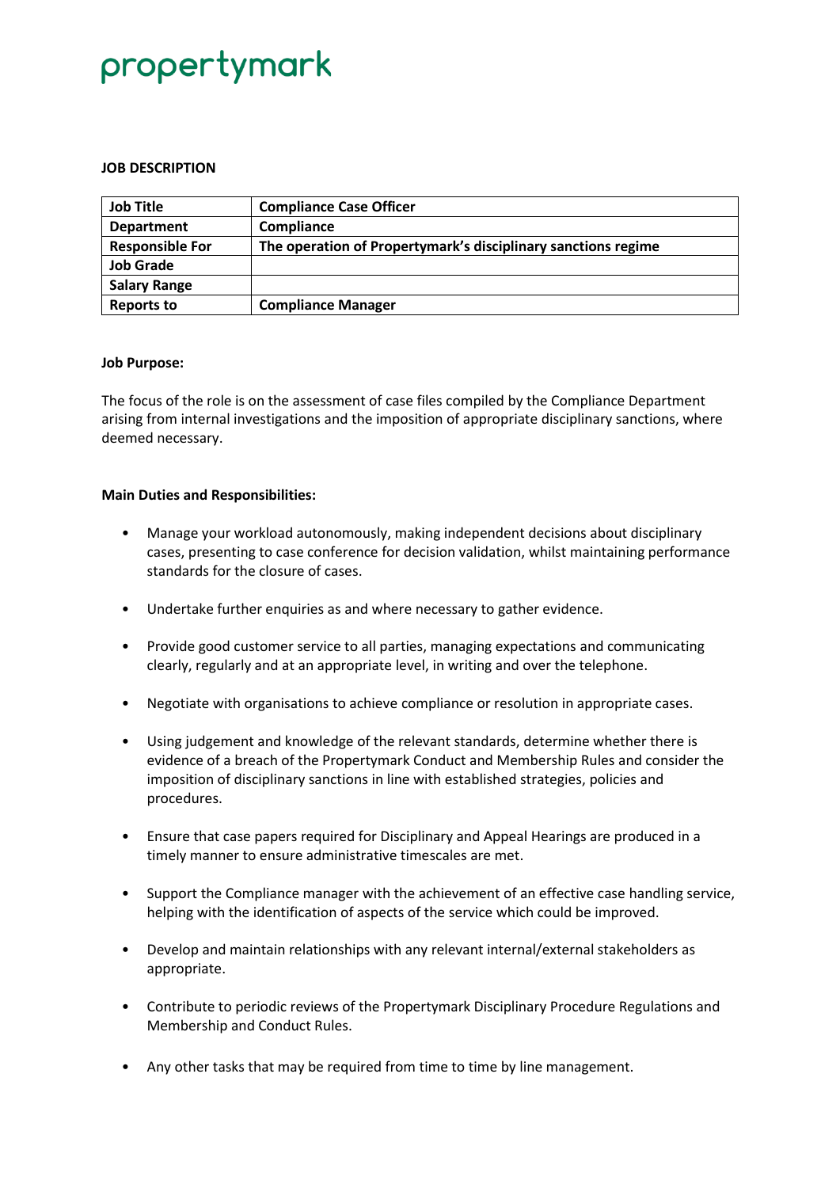propertymark

**JOB DESCRIPTION**

| **Job Title** | **Compliance Case Officer** |
|---|---|
| **Department** | **Compliance** |
| **Responsible For** | **The operation of Propertymark's disciplinary sanctions regime** |
| **Job Grade** | |
| **Salary Range** | |
| **Reports to** | **Compliance Manager** |

**Job Purpose:**

The focus of the role is on the assessment of case files compiled by the Compliance Department arising from internal investigations and the imposition of appropriate disciplinary sanctions, where deemed necessary.

**Main Duties and Responsibilities:**

- Manage your workload autonomously, making independent decisions about disciplinary cases, presenting to case conference for decision validation, whilst maintaining performance standards for the closure of cases.
- Undertake further enquiries as and where necessary to gather evidence.
- Provide good customer service to all parties, managing expectations and communicating clearly, regularly and at an appropriate level, in writing and over the telephone.
- Negotiate with organisations to achieve compliance or resolution in appropriate cases.
- Using judgement and knowledge of the relevant standards, determine whether there is evidence of a breach of the Propertymark Conduct and Membership Rules and consider the imposition of disciplinary sanctions in line with established strategies, policies and procedures.
- Ensure that case papers required for Disciplinary and Appeal Hearings are produced in a timely manner to ensure administrative timescales are met.
- Support the Compliance manager with the achievement of an effective case handling service, helping with the identification of aspects of the service which could be improved.
- Develop and maintain relationships with any relevant internal/external stakeholders as appropriate.
- Contribute to periodic reviews of the Propertymark Disciplinary Procedure Regulations and Membership and Conduct Rules.
- Any other tasks that may be required from time to time by line management.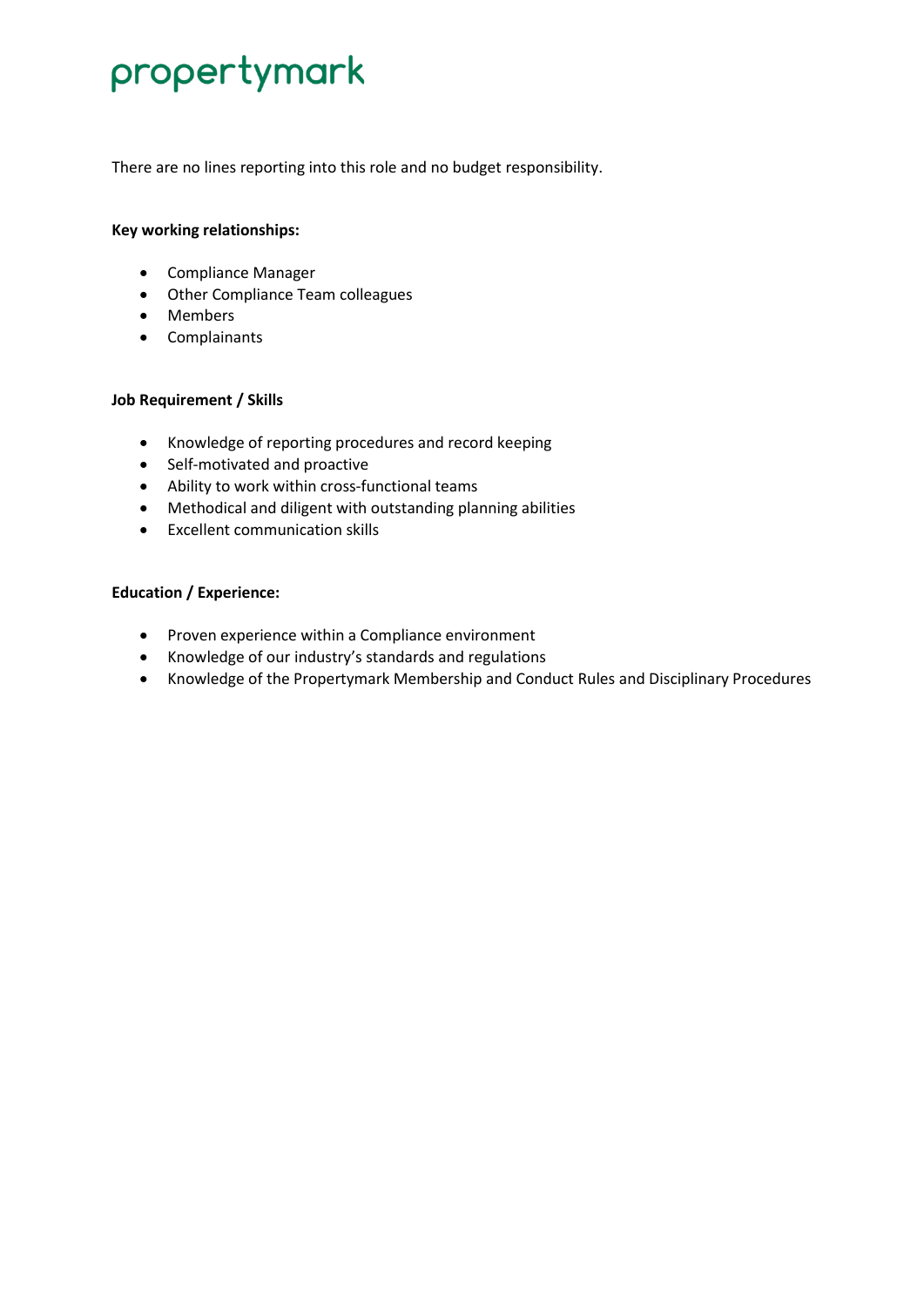There are no lines reporting into this role and no budget responsibility.

**Key working relationships:**

- Compliance Manager
- Other Compliance Team colleagues
- Members
- Complainants

**Job Requirement / Skills**

- Knowledge of reporting procedures and record keeping
- Self-motivated and proactive
- Ability to work within cross-functional teams
- Methodical and diligent with outstanding planning abilities
- Excellent communication skills

**Education / Experience:**

- Proven experience within a Compliance environment
- Knowledge of our industry's standards and regulations
- Knowledge of the Propertymark Membership and Conduct Rules and Disciplinary Procedures